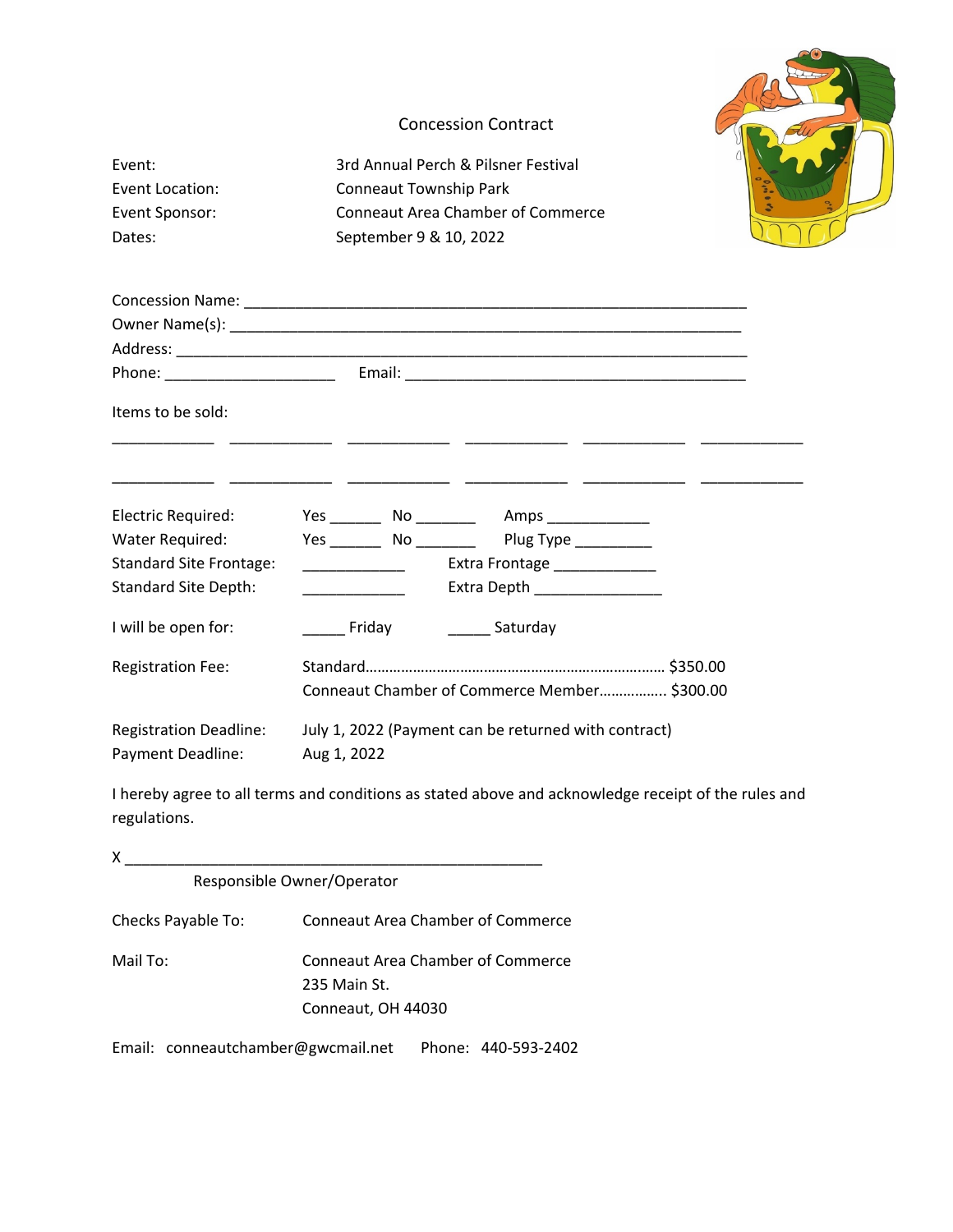# Concession Contract

Event: 3rd Annual Perch & Pilsner Festival
Event Location: Conneaut Township Park
Event Sponsor: Conneaut Area Chamber of Commerce
Dates: September 9 & 10, 2022

Concession Name: ____________________________________________________________
Owner Name(s): ______________________________________________________________
Address: ___________________________________________________________________
Phone: ____________________ Email: _________________________________________

Items to be sold:

____________ ____________ ____________ ____________ ____________ ____________

____________ ____________ ____________ ____________ ____________ ____________

Electric Required: Yes ______ No _______ Amps ____________
Water Required: Yes ______ No _______ Plug Type _________
Standard Site Frontage: ____________ Extra Frontage ____________
Standard Site Depth: ____________ Extra Depth _______________

I will be open for: _____ Friday _____ Saturday

Registration Fee: Standard…………………………………………………………… $350.00
Conneaut Chamber of Commerce Member……………. $300.00

Registration Deadline: July 1, 2022 (Payment can be returned with contract)
Payment Deadline: Aug 1, 2022

I hereby agree to all terms and conditions as stated above and acknowledge receipt of the rules and regulations.

X _________________________________________________
Responsible Owner/Operator

Checks Payable To: Conneaut Area Chamber of Commerce

Mail To: Conneaut Area Chamber of Commerce
235 Main St.
Conneaut, OH 44030

Email: conneautchamber@gwcmail.net Phone: 440-593-2402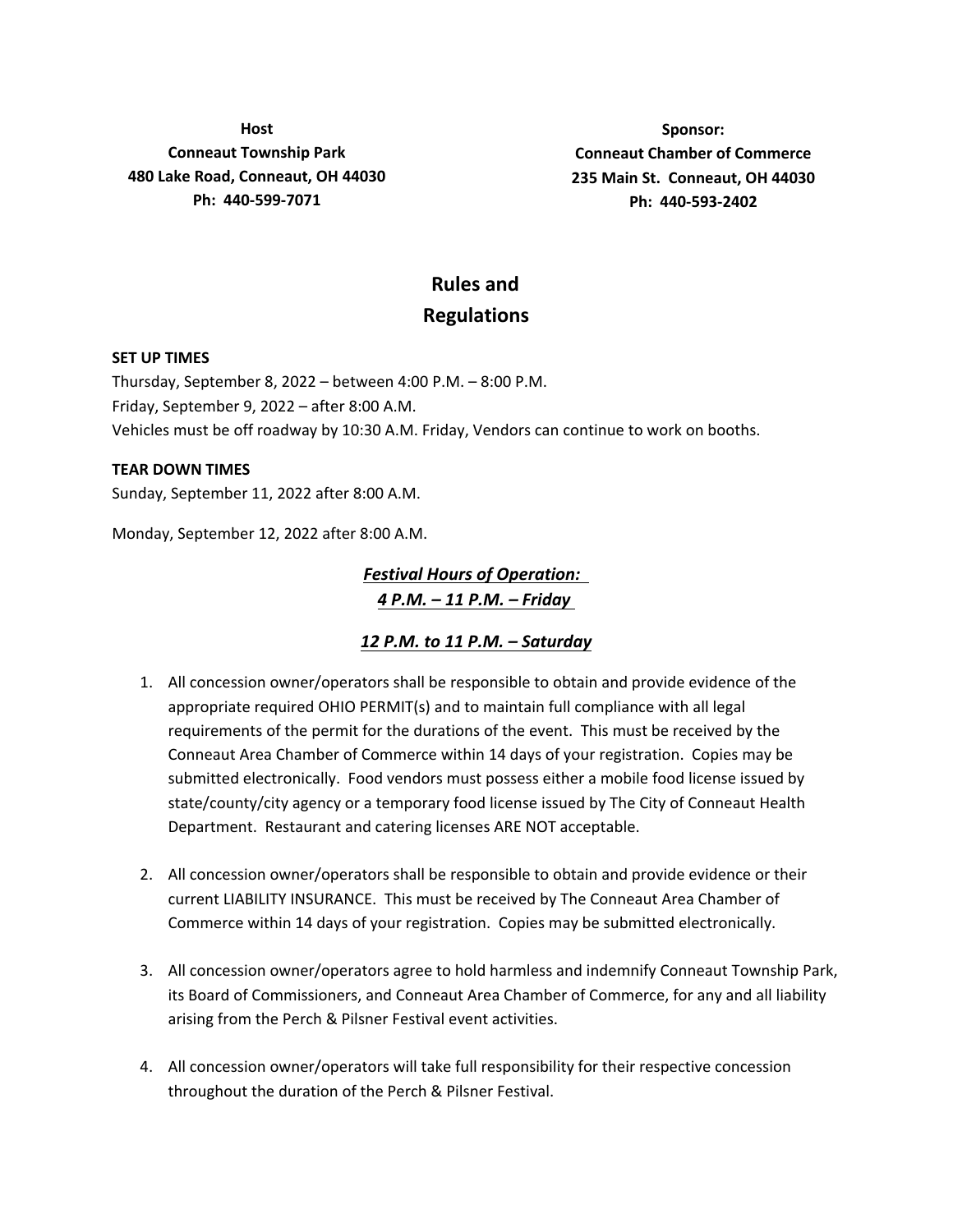**Host**
**Conneaut Township Park**
**480 Lake Road, Conneaut, OH 44030**
**Ph: 440-599-7071**

**Sponsor:**
**Conneaut Chamber of Commerce**
**235 Main St. Conneaut, OH 44030**
**Ph: 440-593-2402**

# Rules and Regulations

**SET UP TIMES**

Thursday, September 8, 2022 – between 4:00 P.M. – 8:00 P.M.
Friday, September 9, 2022 – after 8:00 A.M.
Vehicles must be off roadway by 10:30 A.M. Friday, Vendors can continue to work on booths.

**TEAR DOWN TIMES**

Sunday, September 11, 2022 after 8:00 A.M.

Monday, September 12, 2022 after 8:00 A.M.

***Festival Hours of Operation:***
***4 P.M. – 11 P.M. – Friday***

***12 P.M. to 11 P.M. – Saturday***

1. All concession owner/operators shall be responsible to obtain and provide evidence of the appropriate required OHIO PERMIT(s) and to maintain full compliance with all legal requirements of the permit for the durations of the event. This must be received by the Conneaut Area Chamber of Commerce within 14 days of your registration. Copies may be submitted electronically. Food vendors must possess either a mobile food license issued by state/county/city agency or a temporary food license issued by The City of Conneaut Health Department. Restaurant and catering licenses ARE NOT acceptable.

2. All concession owner/operators shall be responsible to obtain and provide evidence or their current LIABILITY INSURANCE. This must be received by The Conneaut Area Chamber of Commerce within 14 days of your registration. Copies may be submitted electronically.

3. All concession owner/operators agree to hold harmless and indemnify Conneaut Township Park, its Board of Commissioners, and Conneaut Area Chamber of Commerce, for any and all liability arising from the Perch & Pilsner Festival event activities.

4. All concession owner/operators will take full responsibility for their respective concession throughout the duration of the Perch & Pilsner Festival.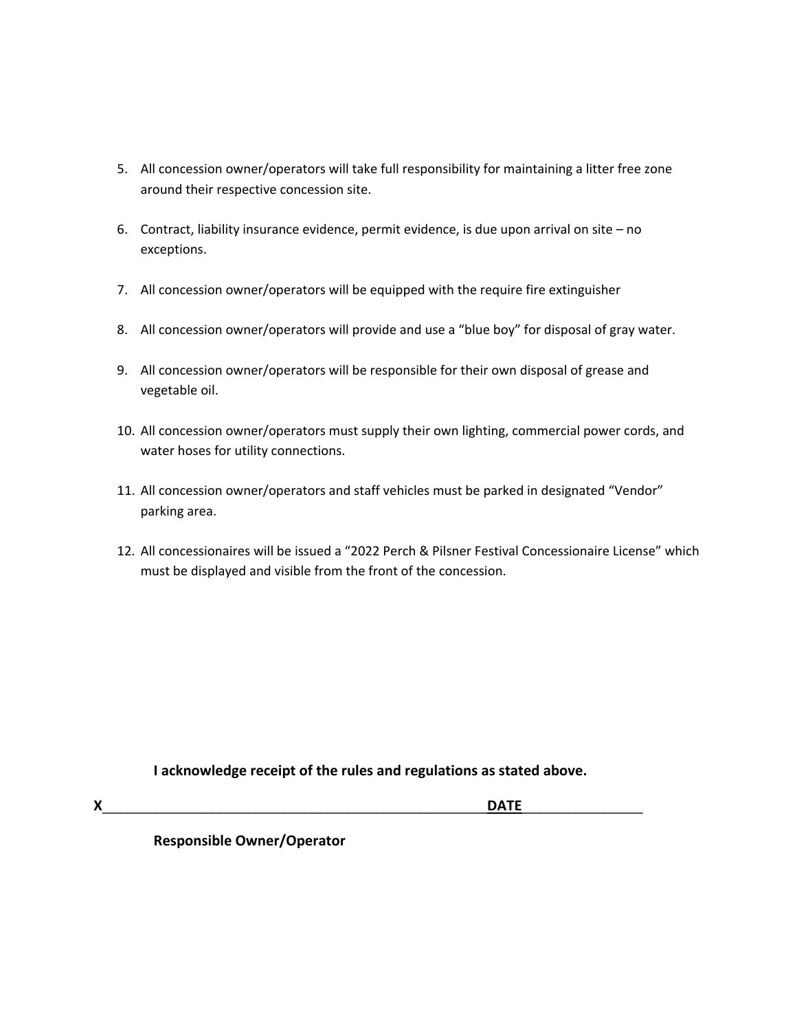5. All concession owner/operators will take full responsibility for maintaining a litter free zone around their respective concession site.

6. Contract, liability insurance evidence, permit evidence, is due upon arrival on site – no exceptions.

7. All concession owner/operators will be equipped with the require fire extinguisher

8. All concession owner/operators will provide and use a "blue boy" for disposal of gray water.

9. All concession owner/operators will be responsible for their own disposal of grease and vegetable oil.

10. All concession owner/operators must supply their own lighting, commercial power cords, and water hoses for utility connections.

11. All concession owner/operators and staff vehicles must be parked in designated "Vendor" parking area.

12. All concessionaires will be issued a "2022 Perch & Pilsner Festival Concessionaire License" which must be displayed and visible from the front of the concession.

**I acknowledge receipt of the rules and regulations as stated above.**

**X**______________________________________________________**DATE**________________

**Responsible Owner/Operator**